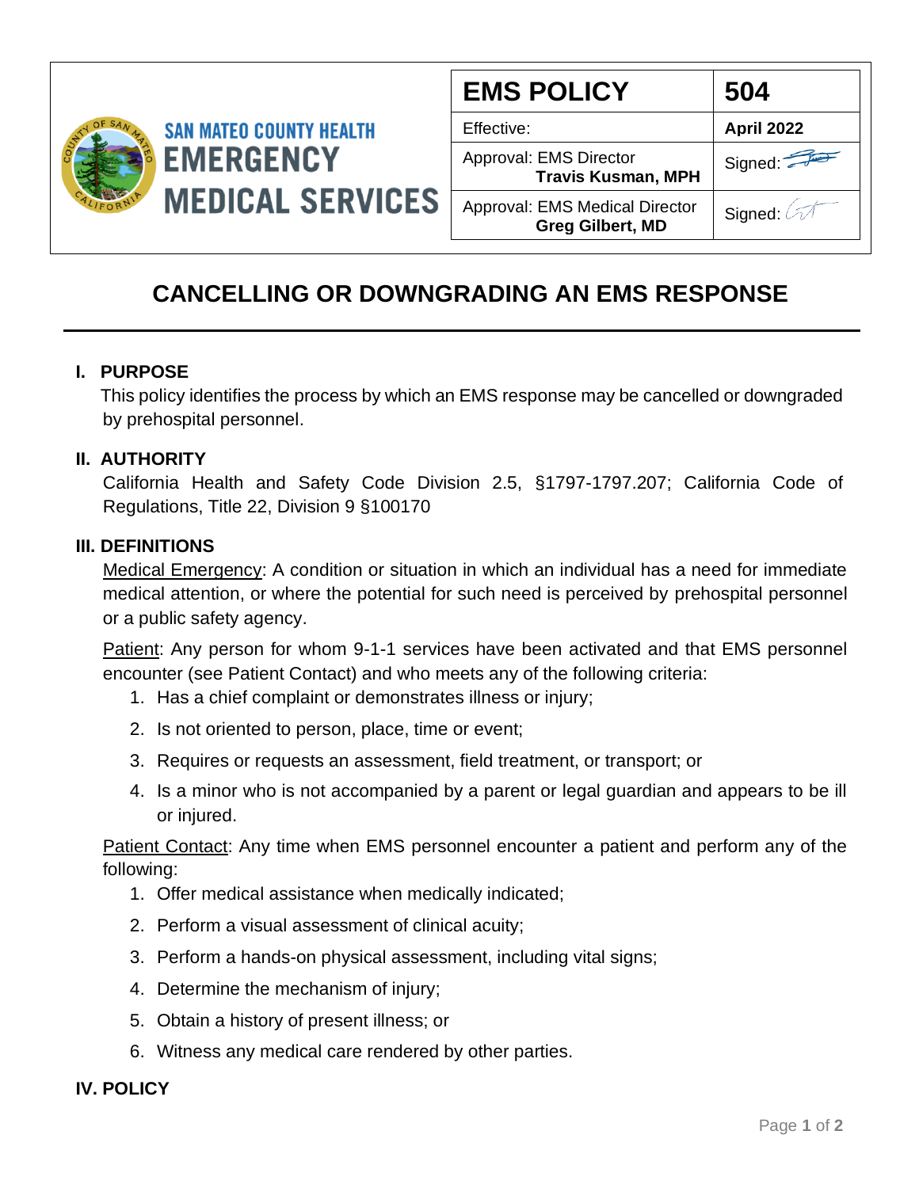SAN MATEO COUNTY HEALTH
EMERGENCY MEDICAL SERVICES

| EMS POLICY | 504 |
| --- | --- |
| Effective: | **April 2022** |
| Approval: EMS Director **Travis Kusman, MPH** | Signed: |
| Approval: EMS Medical Director **Greg Gilbert, MD** | Signed: |

# CANCELLING OR DOWNGRADING AN EMS RESPONSE

## I. PURPOSE

This policy identifies the process by which an EMS response may be cancelled or downgraded by prehospital personnel.

## II. AUTHORITY

California Health and Safety Code Division 2.5, §1797-1797.207; California Code of Regulations, Title 22, Division 9 §100170

## III. DEFINITIONS

Medical Emergency: A condition or situation in which an individual has a need for immediate medical attention, or where the potential for such need is perceived by prehospital personnel or a public safety agency.

Patient: Any person for whom 9-1-1 services have been activated and that EMS personnel encounter (see Patient Contact) and who meets any of the following criteria:

1. Has a chief complaint or demonstrates illness or injury;
2. Is not oriented to person, place, time or event;
3. Requires or requests an assessment, field treatment, or transport; or
4. Is a minor who is not accompanied by a parent or legal guardian and appears to be ill or injured.

Patient Contact: Any time when EMS personnel encounter a patient and perform any of the following:

1. Offer medical assistance when medically indicated;
2. Perform a visual assessment of clinical acuity;
3. Perform a hands-on physical assessment, including vital signs;
4. Determine the mechanism of injury;
5. Obtain a history of present illness; or
6. Witness any medical care rendered by other parties.

## IV. POLICY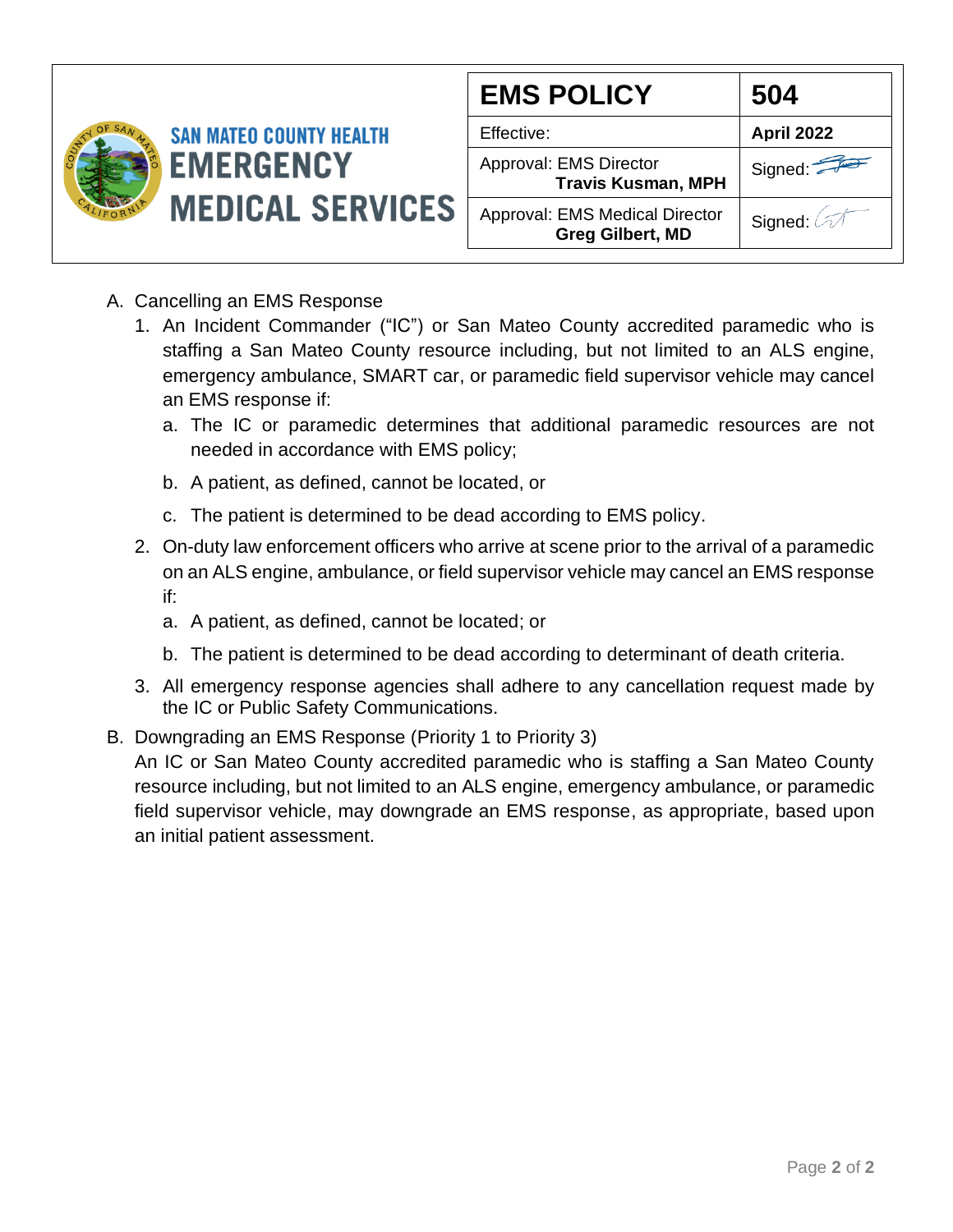| SAN MATEO COUNTY HEALTH EMERGENCY MEDICAL SERVICES | EMS POLICY | 504 |
|---|---|---|
| | Effective: | **April 2022** |
| | Approval: EMS Director **Travis Kusman, MPH** | Signed: |
| | Approval: EMS Medical Director **Greg Gilbert, MD** | Signed: |

A. Cancelling an EMS Response
   1. An Incident Commander ("IC") or San Mateo County accredited paramedic who is staffing a San Mateo County resource including, but not limited to an ALS engine, emergency ambulance, SMART car, or paramedic field supervisor vehicle may cancel an EMS response if:
      a. The IC or paramedic determines that additional paramedic resources are not needed in accordance with EMS policy;
      b. A patient, as defined, cannot be located, or
      c. The patient is determined to be dead according to EMS policy.
   2. On-duty law enforcement officers who arrive at scene prior to the arrival of a paramedic on an ALS engine, ambulance, or field supervisor vehicle may cancel an EMS response if:
      a. A patient, as defined, cannot be located; or
      b. The patient is determined to be dead according to determinant of death criteria.
   3. All emergency response agencies shall adhere to any cancellation request made by the IC or Public Safety Communications.

B. Downgrading an EMS Response (Priority 1 to Priority 3)
   An IC or San Mateo County accredited paramedic who is staffing a San Mateo County resource including, but not limited to an ALS engine, emergency ambulance, or paramedic field supervisor vehicle, may downgrade an EMS response, as appropriate, based upon an initial patient assessment.